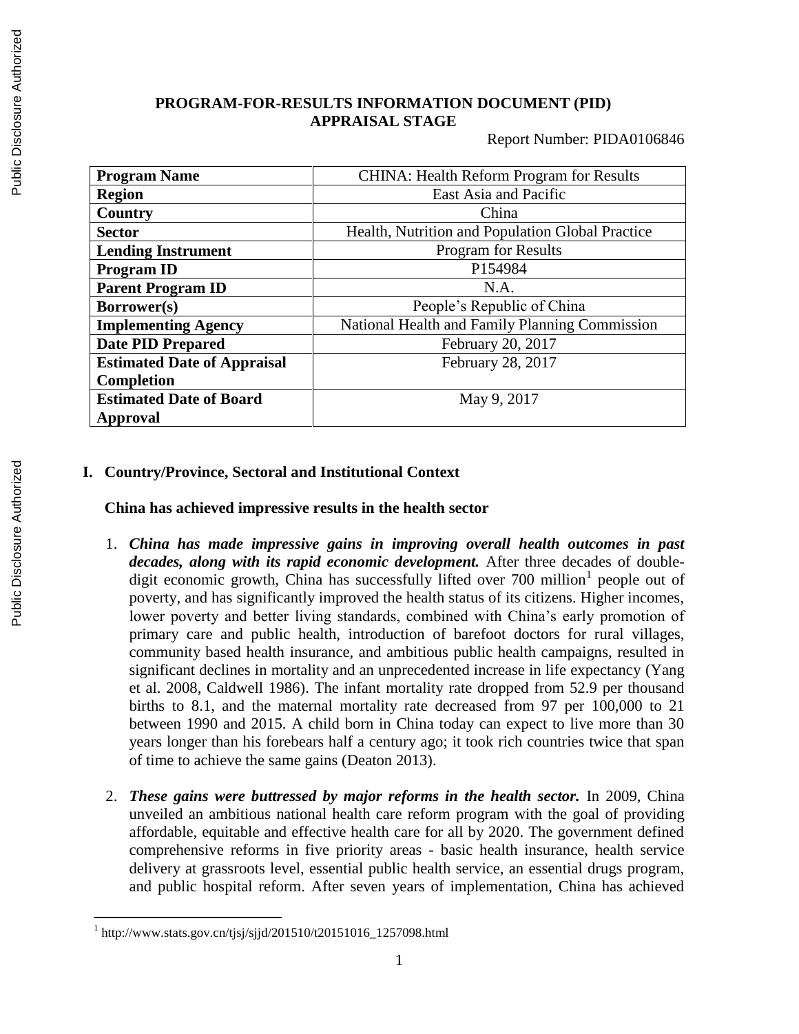**PROGRAM-FOR-RESULTS INFORMATION DOCUMENT (PID)**
**APPRAISAL STAGE**

Report Number: PIDA0106846

| **Program Name** | CHINA: Health Reform Program for Results |
|---|---|
| **Region** | East Asia and Pacific |
| **Country** | China |
| **Sector** | Health, Nutrition and Population Global Practice |
| **Lending Instrument** | Program for Results |
| **Program ID** | P154984 |
| **Parent Program ID** | N.A. |
| **Borrower(s)** | People's Republic of China |
| **Implementing Agency** | National Health and Family Planning Commission |
| **Date PID Prepared** | February 20, 2017 |
| **Estimated Date of Appraisal Completion** | February 28, 2017 |
| **Estimated Date of Board Approval** | May 9, 2017 |

## I. Country/Province, Sectoral and Institutional Context

### China has achieved impressive results in the health sector

1. ***China has made impressive gains in improving overall health outcomes in past decades, along with its rapid economic development.*** After three decades of double-digit economic growth, China has successfully lifted over 700 million[1] people out of poverty, and has significantly improved the health status of its citizens. Higher incomes, lower poverty and better living standards, combined with China's early promotion of primary care and public health, introduction of barefoot doctors for rural villages, community based health insurance, and ambitious public health campaigns, resulted in significant declines in mortality and an unprecedented increase in life expectancy (Yang et al. 2008, Caldwell 1986). The infant mortality rate dropped from 52.9 per thousand births to 8.1, and the maternal mortality rate decreased from 97 per 100,000 to 21 between 1990 and 2015. A child born in China today can expect to live more than 30 years longer than his forebears half a century ago; it took rich countries twice that span of time to achieve the same gains (Deaton 2013).

2. ***These gains were buttressed by major reforms in the health sector.*** In 2009, China unveiled an ambitious national health care reform program with the goal of providing affordable, equitable and effective health care for all by 2020. The government defined comprehensive reforms in five priority areas - basic health insurance, health service delivery at grassroots level, essential public health service, an essential drugs program, and public hospital reform. After seven years of implementation, China has achieved

[1] http://www.stats.gov.cn/tjsj/sjjd/201510/t20151016_1257098.html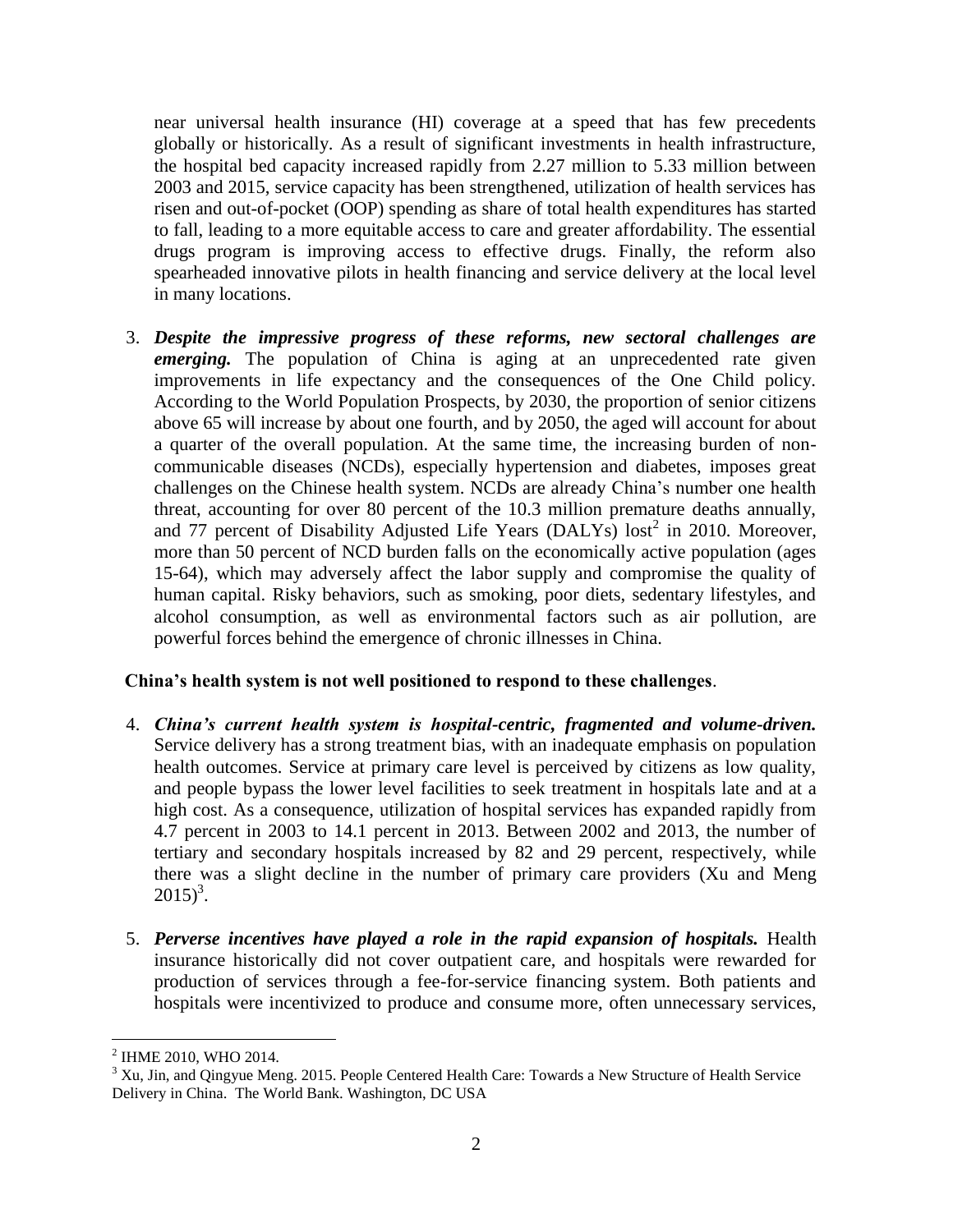near universal health insurance (HI) coverage at a speed that has few precedents globally or historically. As a result of significant investments in health infrastructure, the hospital bed capacity increased rapidly from 2.27 million to 5.33 million between 2003 and 2015, service capacity has been strengthened, utilization of health services has risen and out-of-pocket (OOP) spending as share of total health expenditures has started to fall, leading to a more equitable access to care and greater affordability. The essential drugs program is improving access to effective drugs. Finally, the reform also spearheaded innovative pilots in health financing and service delivery at the local level in many locations.

3. ***Despite the impressive progress of these reforms, new sectoral challenges are emerging.*** The population of China is aging at an unprecedented rate given improvements in life expectancy and the consequences of the One Child policy. According to the World Population Prospects, by 2030, the proportion of senior citizens above 65 will increase by about one fourth, and by 2050, the aged will account for about a quarter of the overall population. At the same time, the increasing burden of non-communicable diseases (NCDs), especially hypertension and diabetes, imposes great challenges on the Chinese health system. NCDs are already China's number one health threat, accounting for over 80 percent of the 10.3 million premature deaths annually, and 77 percent of Disability Adjusted Life Years (DALYs) lost[2] in 2010. Moreover, more than 50 percent of NCD burden falls on the economically active population (ages 15-64), which may adversely affect the labor supply and compromise the quality of human capital. Risky behaviors, such as smoking, poor diets, sedentary lifestyles, and alcohol consumption, as well as environmental factors such as air pollution, are powerful forces behind the emergence of chronic illnesses in China.

**China's health system is not well positioned to respond to these challenges**.

4. ***China's current health system is hospital-centric, fragmented and volume-driven.*** Service delivery has a strong treatment bias, with an inadequate emphasis on population health outcomes. Service at primary care level is perceived by citizens as low quality, and people bypass the lower level facilities to seek treatment in hospitals late and at a high cost. As a consequence, utilization of hospital services has expanded rapidly from 4.7 percent in 2003 to 14.1 percent in 2013. Between 2002 and 2013, the number of tertiary and secondary hospitals increased by 82 and 29 percent, respectively, while there was a slight decline in the number of primary care providers (Xu and Meng 2015)[3].

5. ***Perverse incentives have played a role in the rapid expansion of hospitals.*** Health insurance historically did not cover outpatient care, and hospitals were rewarded for production of services through a fee-for-service financing system. Both patients and hospitals were incentivized to produce and consume more, often unnecessary services,

---

[2] IHME 2010, WHO 2014.

[3] Xu, Jin, and Qingyue Meng. 2015. People Centered Health Care: Towards a New Structure of Health Service Delivery in China. The World Bank. Washington, DC USA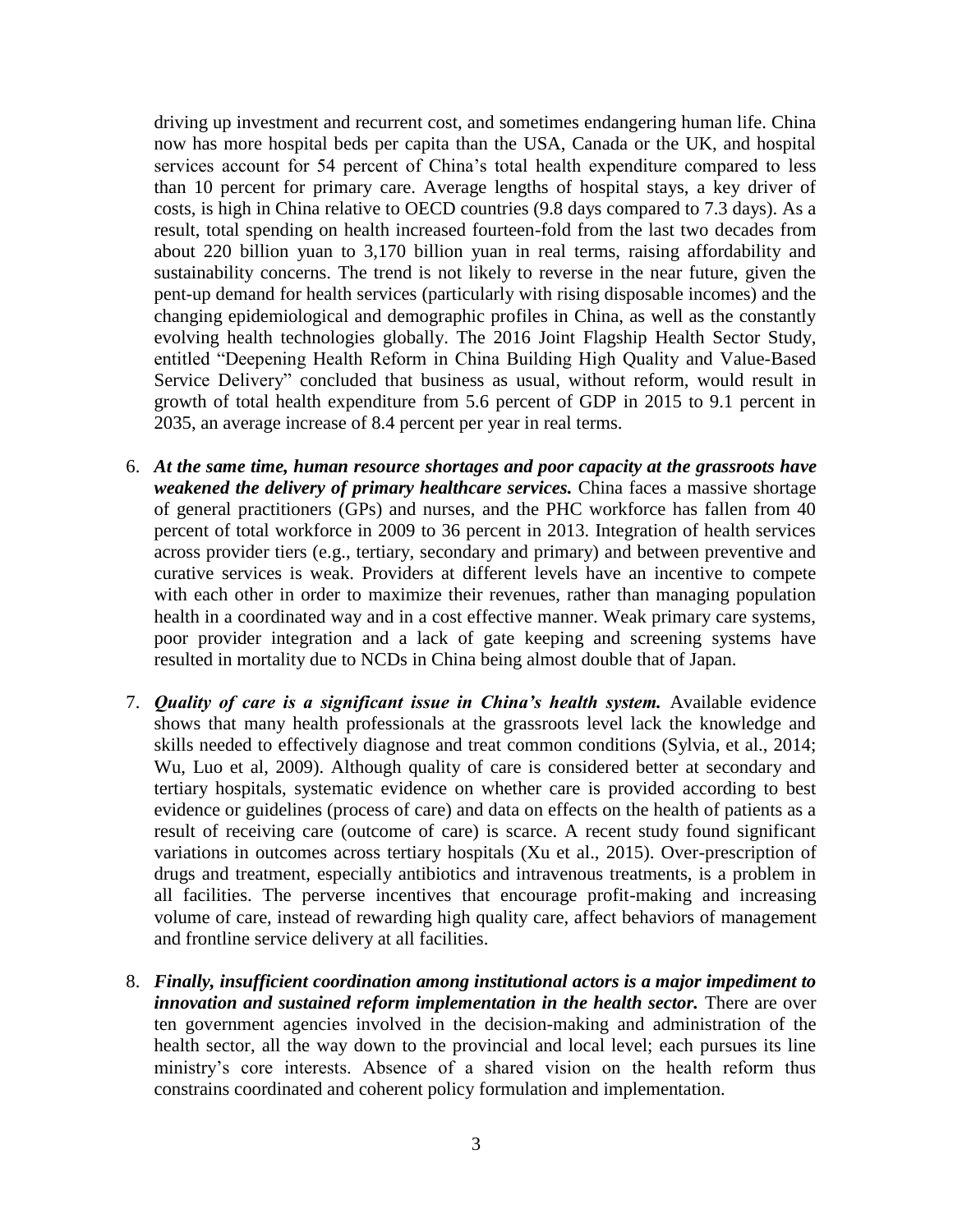driving up investment and recurrent cost, and sometimes endangering human life. China now has more hospital beds per capita than the USA, Canada or the UK, and hospital services account for 54 percent of China's total health expenditure compared to less than 10 percent for primary care. Average lengths of hospital stays, a key driver of costs, is high in China relative to OECD countries (9.8 days compared to 7.3 days). As a result, total spending on health increased fourteen-fold from the last two decades from about 220 billion yuan to 3,170 billion yuan in real terms, raising affordability and sustainability concerns. The trend is not likely to reverse in the near future, given the pent-up demand for health services (particularly with rising disposable incomes) and the changing epidemiological and demographic profiles in China, as well as the constantly evolving health technologies globally. The 2016 Joint Flagship Health Sector Study, entitled "Deepening Health Reform in China Building High Quality and Value-Based Service Delivery" concluded that business as usual, without reform, would result in growth of total health expenditure from 5.6 percent of GDP in 2015 to 9.1 percent in 2035, an average increase of 8.4 percent per year in real terms.

6. ***At the same time, human resource shortages and poor capacity at the grassroots have weakened the delivery of primary healthcare services.*** China faces a massive shortage of general practitioners (GPs) and nurses, and the PHC workforce has fallen from 40 percent of total workforce in 2009 to 36 percent in 2013. Integration of health services across provider tiers (e.g., tertiary, secondary and primary) and between preventive and curative services is weak. Providers at different levels have an incentive to compete with each other in order to maximize their revenues, rather than managing population health in a coordinated way and in a cost effective manner. Weak primary care systems, poor provider integration and a lack of gate keeping and screening systems have resulted in mortality due to NCDs in China being almost double that of Japan.

7. ***Quality of care is a significant issue in China's health system.*** Available evidence shows that many health professionals at the grassroots level lack the knowledge and skills needed to effectively diagnose and treat common conditions (Sylvia, et al., 2014; Wu, Luo et al, 2009). Although quality of care is considered better at secondary and tertiary hospitals, systematic evidence on whether care is provided according to best evidence or guidelines (process of care) and data on effects on the health of patients as a result of receiving care (outcome of care) is scarce. A recent study found significant variations in outcomes across tertiary hospitals (Xu et al., 2015). Over-prescription of drugs and treatment, especially antibiotics and intravenous treatments, is a problem in all facilities. The perverse incentives that encourage profit-making and increasing volume of care, instead of rewarding high quality care, affect behaviors of management and frontline service delivery at all facilities.

8. ***Finally, insufficient coordination among institutional actors is a major impediment to innovation and sustained reform implementation in the health sector.*** There are over ten government agencies involved in the decision-making and administration of the health sector, all the way down to the provincial and local level; each pursues its line ministry's core interests. Absence of a shared vision on the health reform thus constrains coordinated and coherent policy formulation and implementation.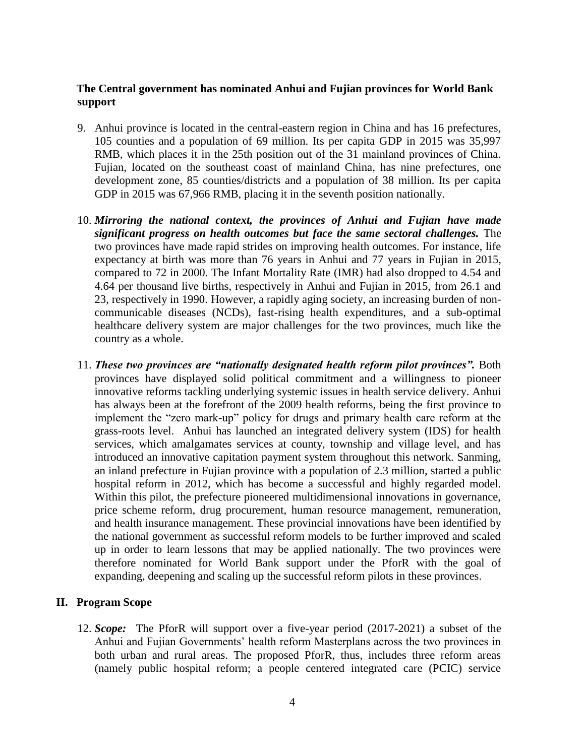**The Central government has nominated Anhui and Fujian provinces for World Bank support**

9. Anhui province is located in the central-eastern region in China and has 16 prefectures, 105 counties and a population of 69 million. Its per capita GDP in 2015 was 35,997 RMB, which places it in the 25th position out of the 31 mainland provinces of China. Fujian, located on the southeast coast of mainland China, has nine prefectures, one development zone, 85 counties/districts and a population of 38 million. Its per capita GDP in 2015 was 67,966 RMB, placing it in the seventh position nationally.

10. ***Mirroring the national context, the provinces of Anhui and Fujian have made significant progress on health outcomes but face the same sectoral challenges.*** The two provinces have made rapid strides on improving health outcomes. For instance, life expectancy at birth was more than 76 years in Anhui and 77 years in Fujian in 2015, compared to 72 in 2000. The Infant Mortality Rate (IMR) had also dropped to 4.54 and 4.64 per thousand live births, respectively in Anhui and Fujian in 2015, from 26.1 and 23, respectively in 1990. However, a rapidly aging society, an increasing burden of non-communicable diseases (NCDs), fast-rising health expenditures, and a sub-optimal healthcare delivery system are major challenges for the two provinces, much like the country as a whole.

11. ***These two provinces are "nationally designated health reform pilot provinces".*** Both provinces have displayed solid political commitment and a willingness to pioneer innovative reforms tackling underlying systemic issues in health service delivery. Anhui has always been at the forefront of the 2009 health reforms, being the first province to implement the "zero mark-up" policy for drugs and primary health care reform at the grass-roots level. Anhui has launched an integrated delivery system (IDS) for health services, which amalgamates services at county, township and village level, and has introduced an innovative capitation payment system throughout this network. Sanming, an inland prefecture in Fujian province with a population of 2.3 million, started a public hospital reform in 2012, which has become a successful and highly regarded model. Within this pilot, the prefecture pioneered multidimensional innovations in governance, price scheme reform, drug procurement, human resource management, remuneration, and health insurance management. These provincial innovations have been identified by the national government as successful reform models to be further improved and scaled up in order to learn lessons that may be applied nationally. The two provinces were therefore nominated for World Bank support under the PforR with the goal of expanding, deepening and scaling up the successful reform pilots in these provinces.

## II. Program Scope

12. ***Scope:*** The PforR will support over a five-year period (2017-2021) a subset of the Anhui and Fujian Governments' health reform Masterplans across the two provinces in both urban and rural areas. The proposed PforR, thus, includes three reform areas (namely public hospital reform; a people centered integrated care (PCIC) service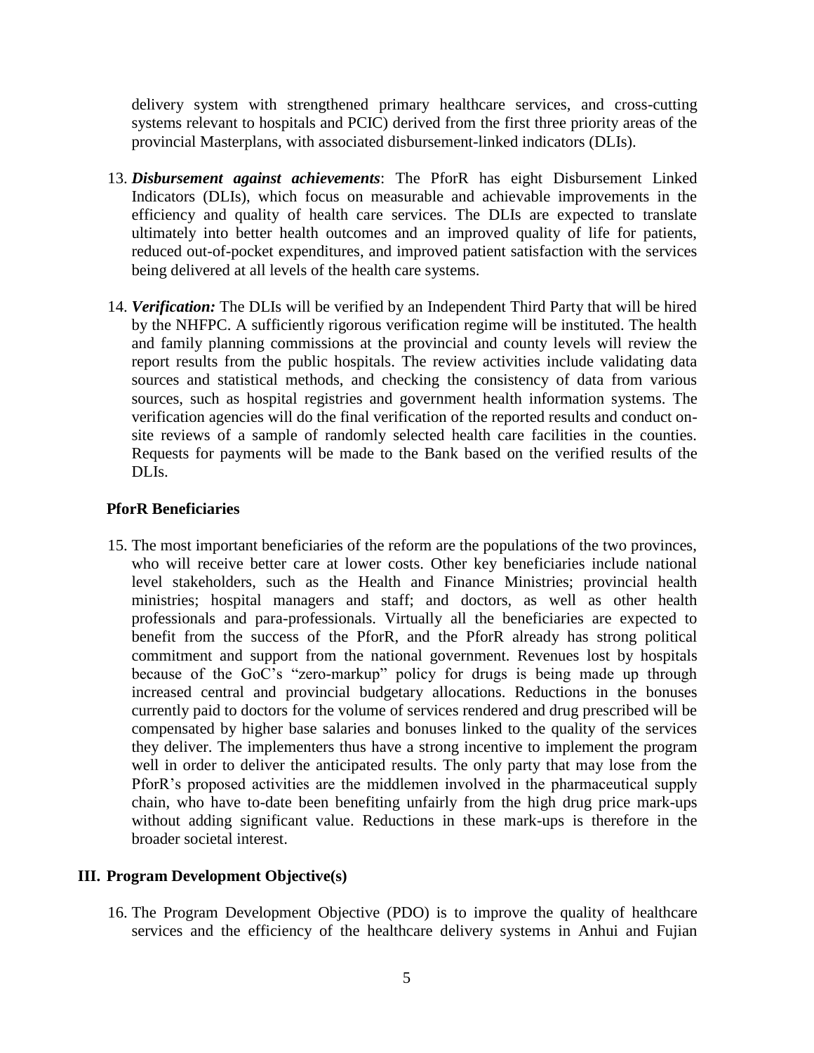delivery system with strengthened primary healthcare services, and cross-cutting systems relevant to hospitals and PCIC) derived from the first three priority areas of the provincial Masterplans, with associated disbursement-linked indicators (DLIs).

13. ***Disbursement against achievements***: The PforR has eight Disbursement Linked Indicators (DLIs), which focus on measurable and achievable improvements in the efficiency and quality of health care services. The DLIs are expected to translate ultimately into better health outcomes and an improved quality of life for patients, reduced out-of-pocket expenditures, and improved patient satisfaction with the services being delivered at all levels of the health care systems.

14. ***Verification:*** The DLIs will be verified by an Independent Third Party that will be hired by the NHFPC. A sufficiently rigorous verification regime will be instituted. The health and family planning commissions at the provincial and county levels will review the report results from the public hospitals. The review activities include validating data sources and statistical methods, and checking the consistency of data from various sources, such as hospital registries and government health information systems. The verification agencies will do the final verification of the reported results and conduct on-site reviews of a sample of randomly selected health care facilities in the counties. Requests for payments will be made to the Bank based on the verified results of the DLIs.

### PforR Beneficiaries

15. The most important beneficiaries of the reform are the populations of the two provinces, who will receive better care at lower costs. Other key beneficiaries include national level stakeholders, such as the Health and Finance Ministries; provincial health ministries; hospital managers and staff; and doctors, as well as other health professionals and para-professionals. Virtually all the beneficiaries are expected to benefit from the success of the PforR, and the PforR already has strong political commitment and support from the national government. Revenues lost by hospitals because of the GoC's "zero-markup" policy for drugs is being made up through increased central and provincial budgetary allocations. Reductions in the bonuses currently paid to doctors for the volume of services rendered and drug prescribed will be compensated by higher base salaries and bonuses linked to the quality of the services they deliver. The implementers thus have a strong incentive to implement the program well in order to deliver the anticipated results. The only party that may lose from the PforR's proposed activities are the middlemen involved in the pharmaceutical supply chain, who have to-date been benefiting unfairly from the high drug price mark-ups without adding significant value. Reductions in these mark-ups is therefore in the broader societal interest.

## III. Program Development Objective(s)

16. The Program Development Objective (PDO) is to improve the quality of healthcare services and the efficiency of the healthcare delivery systems in Anhui and Fujian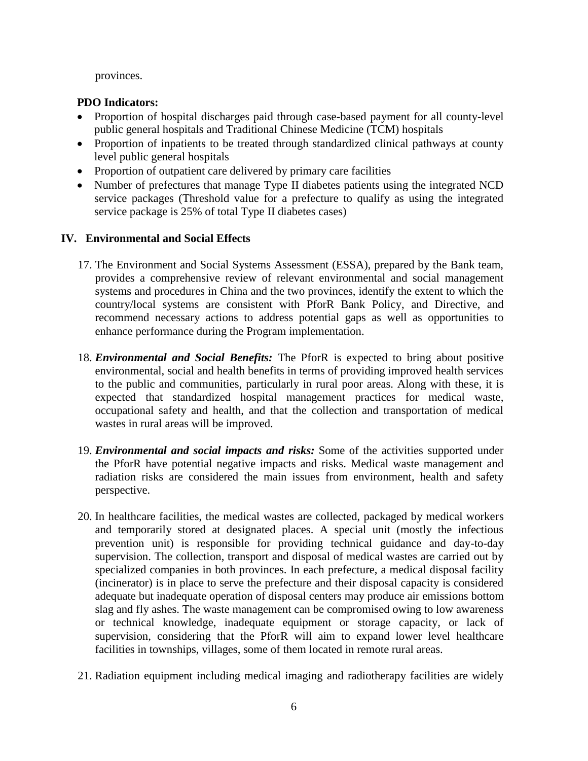provinces.

**PDO Indicators:**

- Proportion of hospital discharges paid through case-based payment for all county-level public general hospitals and Traditional Chinese Medicine (TCM) hospitals
- Proportion of inpatients to be treated through standardized clinical pathways at county level public general hospitals
- Proportion of outpatient care delivered by primary care facilities
- Number of prefectures that manage Type II diabetes patients using the integrated NCD service packages (Threshold value for a prefecture to qualify as using the integrated service package is 25% of total Type II diabetes cases)

## IV. Environmental and Social Effects

17. The Environment and Social Systems Assessment (ESSA), prepared by the Bank team, provides a comprehensive review of relevant environmental and social management systems and procedures in China and the two provinces, identify the extent to which the country/local systems are consistent with PforR Bank Policy, and Directive, and recommend necessary actions to address potential gaps as well as opportunities to enhance performance during the Program implementation.

18. ***Environmental and Social Benefits:*** The PforR is expected to bring about positive environmental, social and health benefits in terms of providing improved health services to the public and communities, particularly in rural poor areas. Along with these, it is expected that standardized hospital management practices for medical waste, occupational safety and health, and that the collection and transportation of medical wastes in rural areas will be improved.

19. ***Environmental and social impacts and risks:*** Some of the activities supported under the PforR have potential negative impacts and risks. Medical waste management and radiation risks are considered the main issues from environment, health and safety perspective.

20. In healthcare facilities, the medical wastes are collected, packaged by medical workers and temporarily stored at designated places. A special unit (mostly the infectious prevention unit) is responsible for providing technical guidance and day-to-day supervision. The collection, transport and disposal of medical wastes are carried out by specialized companies in both provinces. In each prefecture, a medical disposal facility (incinerator) is in place to serve the prefecture and their disposal capacity is considered adequate but inadequate operation of disposal centers may produce air emissions bottom slag and fly ashes. The waste management can be compromised owing to low awareness or technical knowledge, inadequate equipment or storage capacity, or lack of supervision, considering that the PforR will aim to expand lower level healthcare facilities in townships, villages, some of them located in remote rural areas.

21. Radiation equipment including medical imaging and radiotherapy facilities are widely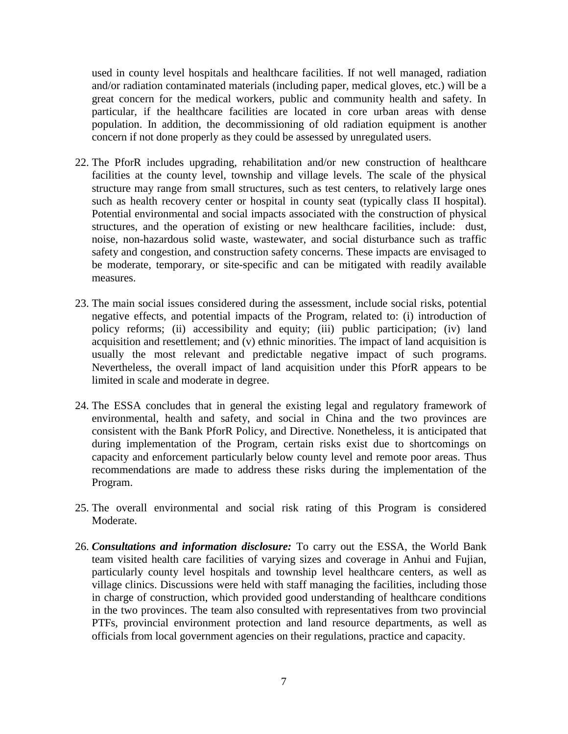used in county level hospitals and healthcare facilities. If not well managed, radiation and/or radiation contaminated materials (including paper, medical gloves, etc.) will be a great concern for the medical workers, public and community health and safety. In particular, if the healthcare facilities are located in core urban areas with dense population. In addition, the decommissioning of old radiation equipment is another concern if not done properly as they could be assessed by unregulated users.

22. The PforR includes upgrading, rehabilitation and/or new construction of healthcare facilities at the county level, township and village levels. The scale of the physical structure may range from small structures, such as test centers, to relatively large ones such as health recovery center or hospital in county seat (typically class II hospital). Potential environmental and social impacts associated with the construction of physical structures, and the operation of existing or new healthcare facilities, include: dust, noise, non-hazardous solid waste, wastewater, and social disturbance such as traffic safety and congestion, and construction safety concerns. These impacts are envisaged to be moderate, temporary, or site-specific and can be mitigated with readily available measures.

23. The main social issues considered during the assessment, include social risks, potential negative effects, and potential impacts of the Program, related to: (i) introduction of policy reforms; (ii) accessibility and equity; (iii) public participation; (iv) land acquisition and resettlement; and (v) ethnic minorities. The impact of land acquisition is usually the most relevant and predictable negative impact of such programs. Nevertheless, the overall impact of land acquisition under this PforR appears to be limited in scale and moderate in degree.

24. The ESSA concludes that in general the existing legal and regulatory framework of environmental, health and safety, and social in China and the two provinces are consistent with the Bank PforR Policy, and Directive. Nonetheless, it is anticipated that during implementation of the Program, certain risks exist due to shortcomings on capacity and enforcement particularly below county level and remote poor areas. Thus recommendations are made to address these risks during the implementation of the Program.

25. The overall environmental and social risk rating of this Program is considered Moderate.

26. ***Consultations and information disclosure:*** To carry out the ESSA, the World Bank team visited health care facilities of varying sizes and coverage in Anhui and Fujian, particularly county level hospitals and township level healthcare centers, as well as village clinics. Discussions were held with staff managing the facilities, including those in charge of construction, which provided good understanding of healthcare conditions in the two provinces. The team also consulted with representatives from two provincial PTFs, provincial environment protection and land resource departments, as well as officials from local government agencies on their regulations, practice and capacity.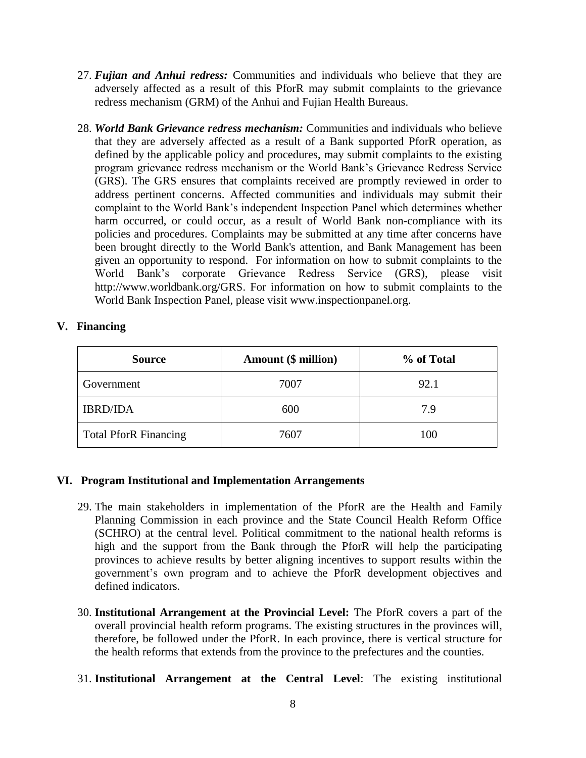27. ***Fujian and Anhui redress:*** Communities and individuals who believe that they are adversely affected as a result of this PforR may submit complaints to the grievance redress mechanism (GRM) of the Anhui and Fujian Health Bureaus.

28. ***World Bank Grievance redress mechanism:*** Communities and individuals who believe that they are adversely affected as a result of a Bank supported PforR operation, as defined by the applicable policy and procedures, may submit complaints to the existing program grievance redress mechanism or the World Bank's Grievance Redress Service (GRS). The GRS ensures that complaints received are promptly reviewed in order to address pertinent concerns. Affected communities and individuals may submit their complaint to the World Bank's independent Inspection Panel which determines whether harm occurred, or could occur, as a result of World Bank non-compliance with its policies and procedures. Complaints may be submitted at any time after concerns have been brought directly to the World Bank's attention, and Bank Management has been given an opportunity to respond. For information on how to submit complaints to the World Bank's corporate Grievance Redress Service (GRS), please visit http://www.worldbank.org/GRS. For information on how to submit complaints to the World Bank Inspection Panel, please visit www.inspectionpanel.org.

## V. Financing

| Source | Amount ($ million) | % of Total |
|---|---|---|
| Government | 7007 | 92.1 |
| IBRD/IDA | 600 | 7.9 |
| Total PforR Financing | 7607 | 100 |

## VI. Program Institutional and Implementation Arrangements

29. The main stakeholders in implementation of the PforR are the Health and Family Planning Commission in each province and the State Council Health Reform Office (SCHRO) at the central level. Political commitment to the national health reforms is high and the support from the Bank through the PforR will help the participating provinces to achieve results by better aligning incentives to support results within the government's own program and to achieve the PforR development objectives and defined indicators.

30. **Institutional Arrangement at the Provincial Level:** The PforR covers a part of the overall provincial health reform programs. The existing structures in the provinces will, therefore, be followed under the PforR. In each province, there is vertical structure for the health reforms that extends from the province to the prefectures and the counties.

31. **Institutional Arrangement at the Central Level**: The existing institutional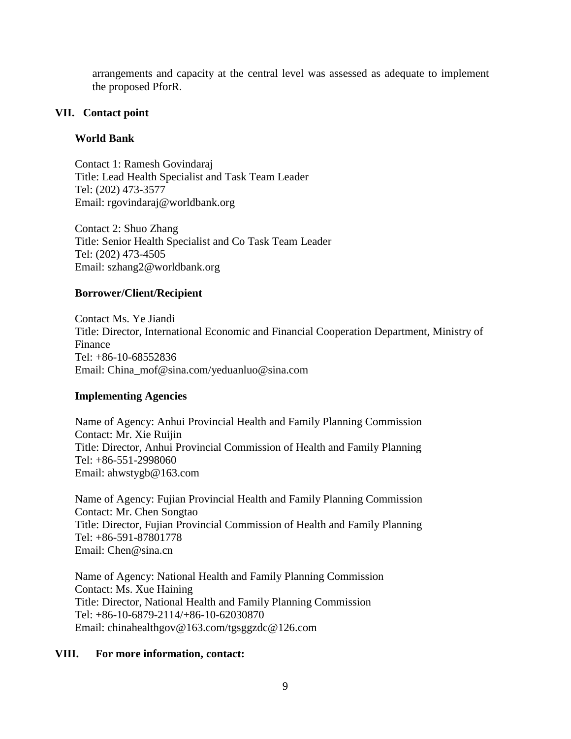arrangements and capacity at the central level was assessed as adequate to implement the proposed PforR.

## VII. Contact point

**World Bank**

Contact 1: Ramesh Govindaraj
Title: Lead Health Specialist and Task Team Leader
Tel: (202) 473-3577
Email: rgovindaraj@worldbank.org

Contact 2: Shuo Zhang
Title: Senior Health Specialist and Co Task Team Leader
Tel: (202) 473-4505
Email: szhang2@worldbank.org

**Borrower/Client/Recipient**

Contact Ms. Ye Jiandi
Title: Director, International Economic and Financial Cooperation Department, Ministry of Finance
Tel: +86-10-68552836
Email: China_mof@sina.com/yeduanluo@sina.com

**Implementing Agencies**

Name of Agency: Anhui Provincial Health and Family Planning Commission
Contact: Mr. Xie Ruijin
Title: Director, Anhui Provincial Commission of Health and Family Planning
Tel: +86-551-2998060
Email: ahwstygb@163.com

Name of Agency: Fujian Provincial Health and Family Planning Commission
Contact: Mr. Chen Songtao
Title: Director, Fujian Provincial Commission of Health and Family Planning
Tel: +86-591-87801778
Email: Chen@sina.cn

Name of Agency: National Health and Family Planning Commission
Contact: Ms. Xue Haining
Title: Director, National Health and Family Planning Commission
Tel: +86-10-6879-2114/+86-10-62030870
Email: chinahealthgov@163.com/tgsggzdc@126.com

## VIII. For more information, contact: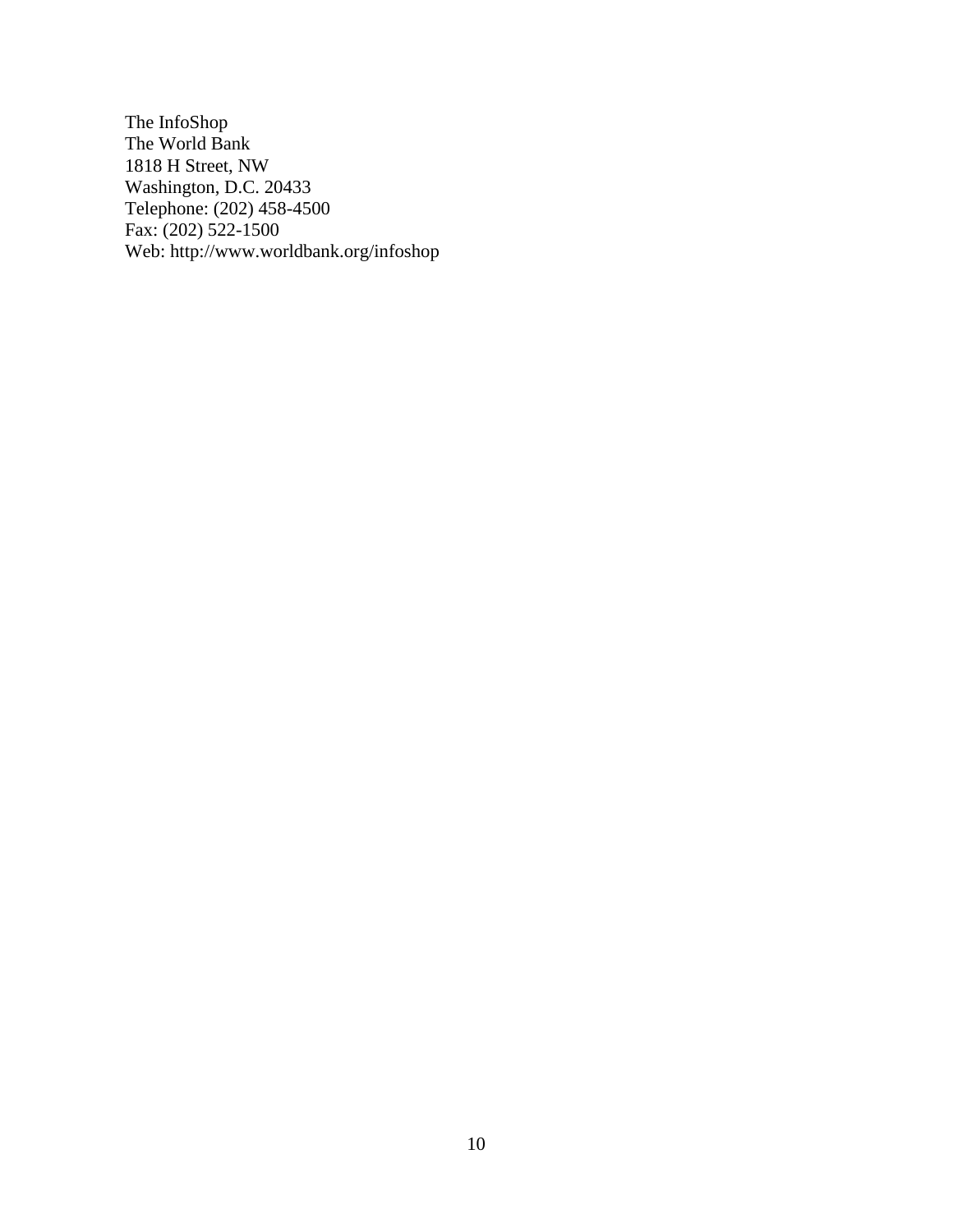The InfoShop  
The World Bank  
1818 H Street, NW  
Washington, D.C. 20433  
Telephone: (202) 458-4500  
Fax: (202) 522-1500  
Web: http://www.worldbank.org/infoshop